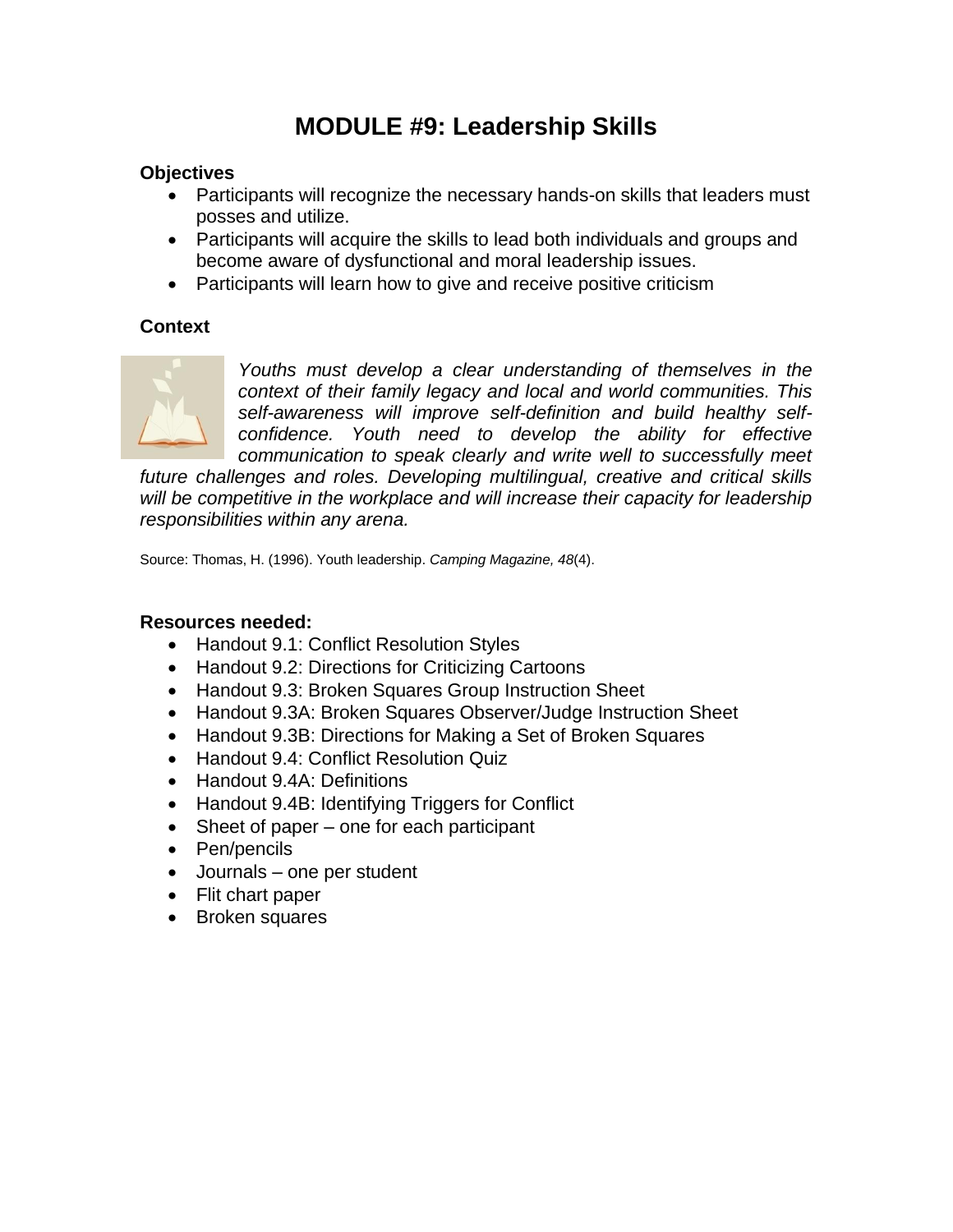# MODULE #9: Leadership Skills

**Objectives**

- Participants will recognize the necessary hands-on skills that leaders must posses and utilize.
- Participants will acquire the skills to lead both individuals and groups and become aware of dysfunctional and moral leadership issues.
- Participants will learn how to give and receive positive criticism

**Context**

*Youths must develop a clear understanding of themselves in the context of their family legacy and local and world communities. This self-awareness will improve self-definition and build healthy self-confidence. Youth need to develop the ability for effective communication to speak clearly and write well to successfully meet future challenges and roles. Developing multilingual, creative and critical skills will be competitive in the workplace and will increase their capacity for leadership responsibilities within any arena.*

Source: Thomas, H. (1996). Youth leadership. *Camping Magazine, 48*(4).

**Resources needed:**

- Handout 9.1: Conflict Resolution Styles
- Handout 9.2: Directions for Criticizing Cartoons
- Handout 9.3: Broken Squares Group Instruction Sheet
- Handout 9.3A: Broken Squares Observer/Judge Instruction Sheet
- Handout 9.3B: Directions for Making a Set of Broken Squares
- Handout 9.4: Conflict Resolution Quiz
- Handout 9.4A: Definitions
- Handout 9.4B: Identifying Triggers for Conflict
- Sheet of paper – one for each participant
- Pen/pencils
- Journals – one per student
- Flit chart paper
- Broken squares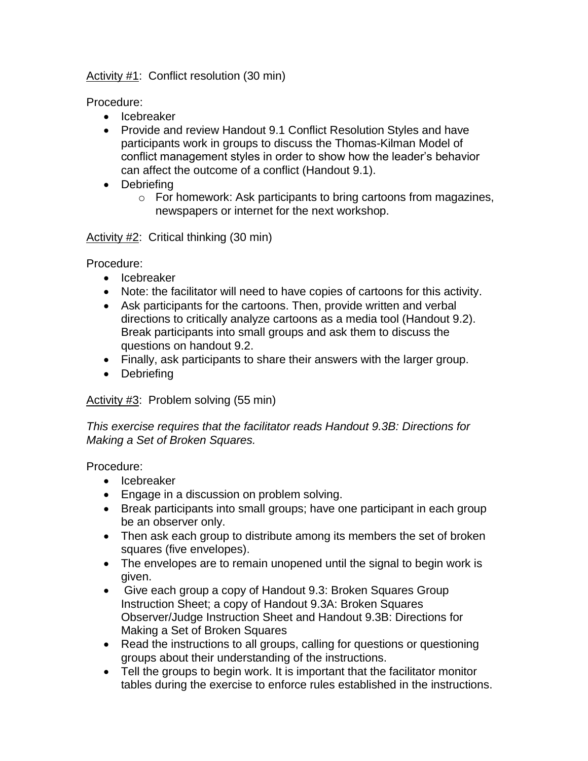Activity #1: Conflict resolution (30 min)

Procedure:

- Icebreaker
- Provide and review Handout 9.1 Conflict Resolution Styles and have participants work in groups to discuss the Thomas-Kilman Model of conflict management styles in order to show how the leader's behavior can affect the outcome of a conflict (Handout 9.1).
- Debriefing
  - For homework: Ask participants to bring cartoons from magazines, newspapers or internet for the next workshop.

Activity #2: Critical thinking (30 min)

Procedure:

- Icebreaker
- Note: the facilitator will need to have copies of cartoons for this activity.
- Ask participants for the cartoons. Then, provide written and verbal directions to critically analyze cartoons as a media tool (Handout 9.2). Break participants into small groups and ask them to discuss the questions on handout 9.2.
- Finally, ask participants to share their answers with the larger group.
- Debriefing

Activity #3: Problem solving (55 min)

*This exercise requires that the facilitator reads Handout 9.3B: Directions for Making a Set of Broken Squares.*

Procedure:

- Icebreaker
- Engage in a discussion on problem solving.
- Break participants into small groups; have one participant in each group be an observer only.
- Then ask each group to distribute among its members the set of broken squares (five envelopes).
- The envelopes are to remain unopened until the signal to begin work is given.
- Give each group a copy of Handout 9.3: Broken Squares Group Instruction Sheet; a copy of Handout 9.3A: Broken Squares Observer/Judge Instruction Sheet and Handout 9.3B: Directions for Making a Set of Broken Squares
- Read the instructions to all groups, calling for questions or questioning groups about their understanding of the instructions.
- Tell the groups to begin work. It is important that the facilitator monitor tables during the exercise to enforce rules established in the instructions.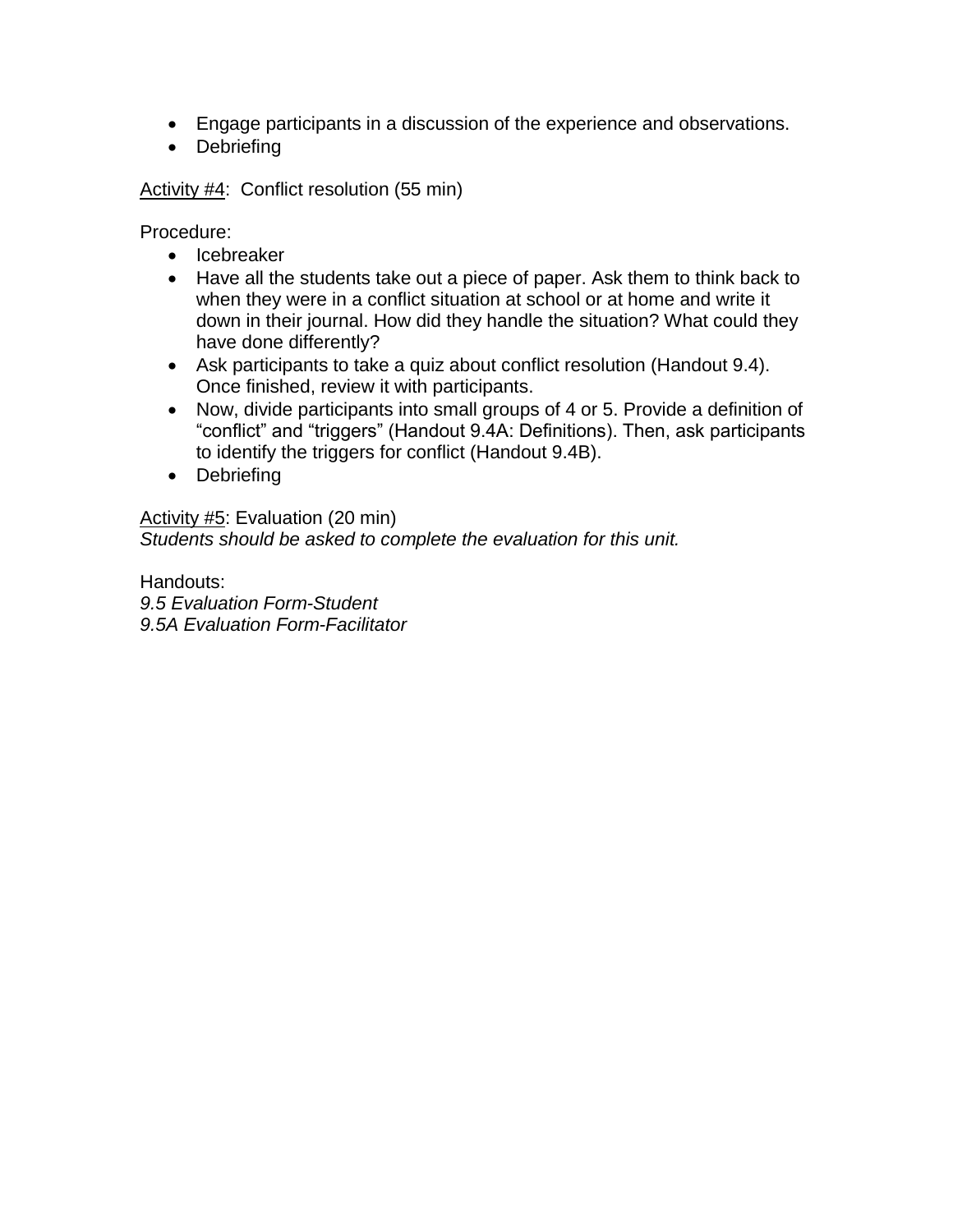- Engage participants in a discussion of the experience and observations.
- Debriefing

<u>Activity #4</u>: Conflict resolution (55 min)

Procedure:

- Icebreaker
- Have all the students take out a piece of paper. Ask them to think back to when they were in a conflict situation at school or at home and write it down in their journal. How did they handle the situation? What could they have done differently?
- Ask participants to take a quiz about conflict resolution (Handout 9.4). Once finished, review it with participants.
- Now, divide participants into small groups of 4 or 5. Provide a definition of "conflict" and "triggers" (Handout 9.4A: Definitions). Then, ask participants to identify the triggers for conflict (Handout 9.4B).
- Debriefing

<u>Activity #5</u>: Evaluation (20 min)
*Students should be asked to complete the evaluation for this unit.*

Handouts:
*9.5 Evaluation Form-Student*
*9.5A Evaluation Form-Facilitator*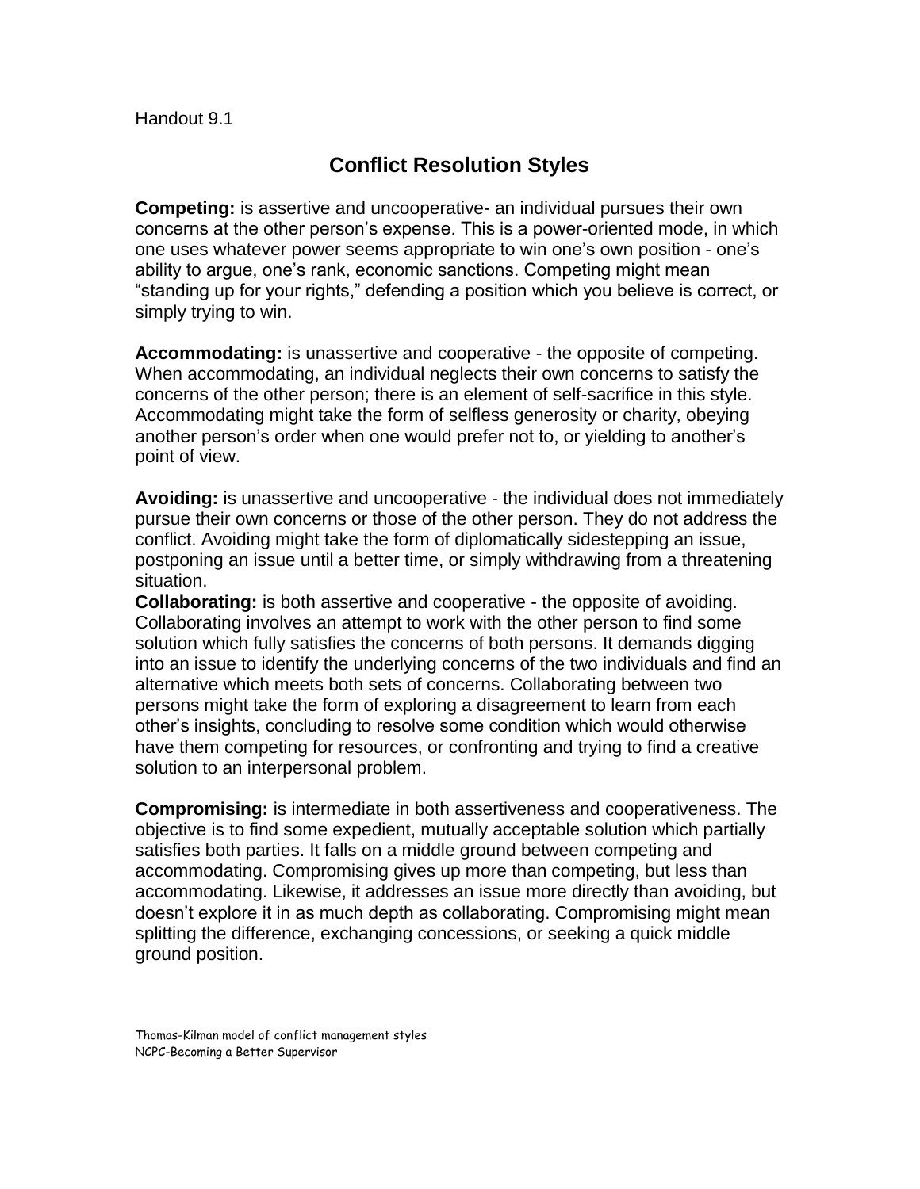Handout 9.1

## Conflict Resolution Styles

**Competing:** is assertive and uncooperative- an individual pursues their own concerns at the other person's expense. This is a power-oriented mode, in which one uses whatever power seems appropriate to win one's own position - one's ability to argue, one's rank, economic sanctions. Competing might mean "standing up for your rights," defending a position which you believe is correct, or simply trying to win.

**Accommodating:** is unassertive and cooperative - the opposite of competing. When accommodating, an individual neglects their own concerns to satisfy the concerns of the other person; there is an element of self-sacrifice in this style. Accommodating might take the form of selfless generosity or charity, obeying another person's order when one would prefer not to, or yielding to another's point of view.

**Avoiding:** is unassertive and uncooperative - the individual does not immediately pursue their own concerns or those of the other person. They do not address the conflict. Avoiding might take the form of diplomatically sidestepping an issue, postponing an issue until a better time, or simply withdrawing from a threatening situation.

**Collaborating:** is both assertive and cooperative - the opposite of avoiding. Collaborating involves an attempt to work with the other person to find some solution which fully satisfies the concerns of both persons. It demands digging into an issue to identify the underlying concerns of the two individuals and find an alternative which meets both sets of concerns. Collaborating between two persons might take the form of exploring a disagreement to learn from each other's insights, concluding to resolve some condition which would otherwise have them competing for resources, or confronting and trying to find a creative solution to an interpersonal problem.

**Compromising:** is intermediate in both assertiveness and cooperativeness. The objective is to find some expedient, mutually acceptable solution which partially satisfies both parties. It falls on a middle ground between competing and accommodating. Compromising gives up more than competing, but less than accommodating. Likewise, it addresses an issue more directly than avoiding, but doesn't explore it in as much depth as collaborating. Compromising might mean splitting the difference, exchanging concessions, or seeking a quick middle ground position.

Thomas-Kilman model of conflict management styles
NCPC-Becoming a Better Supervisor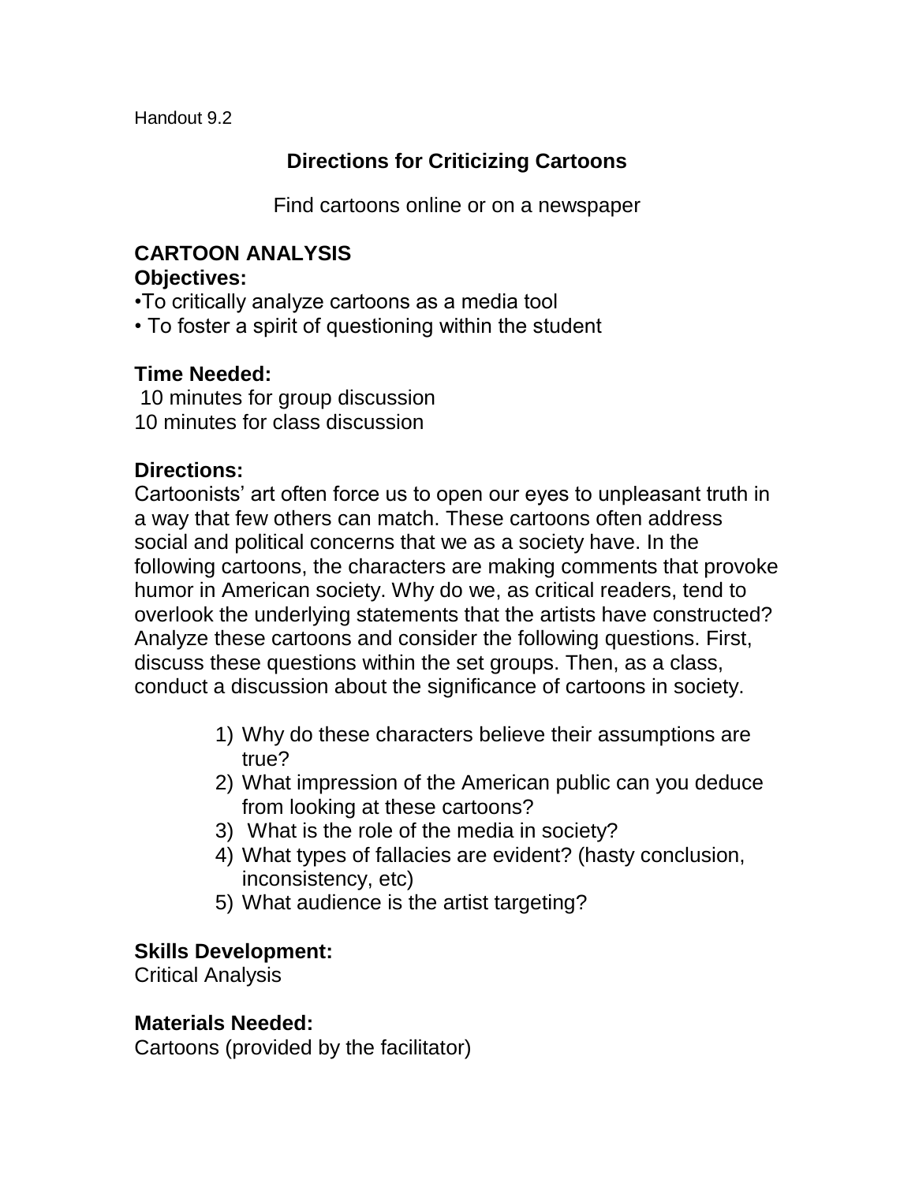Handout 9.2

## Directions for Criticizing Cartoons

Find cartoons online or on a newspaper

### CARTOON ANALYSIS

**Objectives:**

- To critically analyze cartoons as a media tool
- To foster a spirit of questioning within the student

**Time Needed:**

10 minutes for group discussion
10 minutes for class discussion

**Directions:**

Cartoonists' art often force us to open our eyes to unpleasant truth in a way that few others can match. These cartoons often address social and political concerns that we as a society have. In the following cartoons, the characters are making comments that provoke humor in American society. Why do we, as critical readers, tend to overlook the underlying statements that the artists have constructed? Analyze these cartoons and consider the following questions. First, discuss these questions within the set groups. Then, as a class, conduct a discussion about the significance of cartoons in society.

1) Why do these characters believe their assumptions are true?
2) What impression of the American public can you deduce from looking at these cartoons?
3) What is the role of the media in society?
4) What types of fallacies are evident? (hasty conclusion, inconsistency, etc)
5) What audience is the artist targeting?

**Skills Development:**

Critical Analysis

**Materials Needed:**

Cartoons (provided by the facilitator)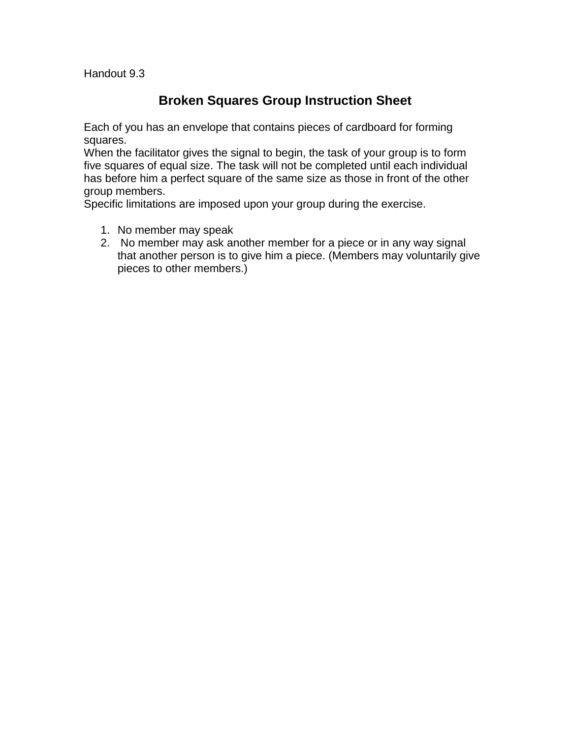Handout 9.3

# Broken Squares Group Instruction Sheet

Each of you has an envelope that contains pieces of cardboard for forming squares.
When the facilitator gives the signal to begin, the task of your group is to form five squares of equal size. The task will not be completed until each individual has before him a perfect square of the same size as those in front of the other group members.
Specific limitations are imposed upon your group during the exercise.

1. No member may speak
2. No member may ask another member for a piece or in any way signal that another person is to give him a piece. (Members may voluntarily give pieces to other members.)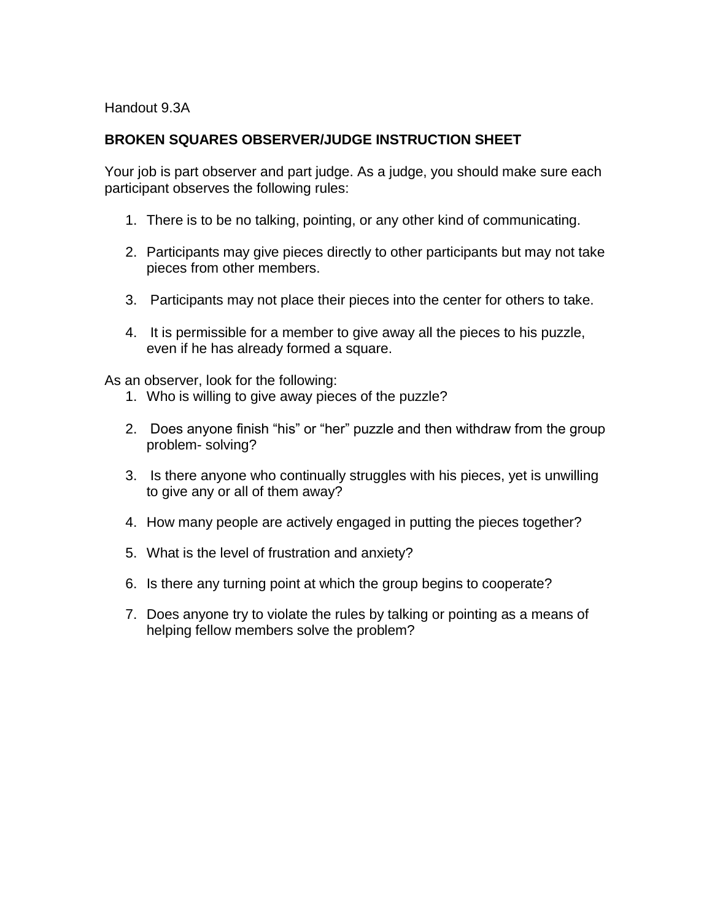Handout 9.3A

**BROKEN SQUARES OBSERVER/JUDGE INSTRUCTION SHEET**

Your job is part observer and part judge. As a judge, you should make sure each participant observes the following rules:

1. There is to be no talking, pointing, or any other kind of communicating.
2. Participants may give pieces directly to other participants but may not take pieces from other members.
3. Participants may not place their pieces into the center for others to take.
4. It is permissible for a member to give away all the pieces to his puzzle, even if he has already formed a square.

As an observer, look for the following:

1. Who is willing to give away pieces of the puzzle?
2. Does anyone finish "his" or "her" puzzle and then withdraw from the group problem- solving?
3. Is there anyone who continually struggles with his pieces, yet is unwilling to give any or all of them away?
4. How many people are actively engaged in putting the pieces together?
5. What is the level of frustration and anxiety?
6. Is there any turning point at which the group begins to cooperate?
7. Does anyone try to violate the rules by talking or pointing as a means of helping fellow members solve the problem?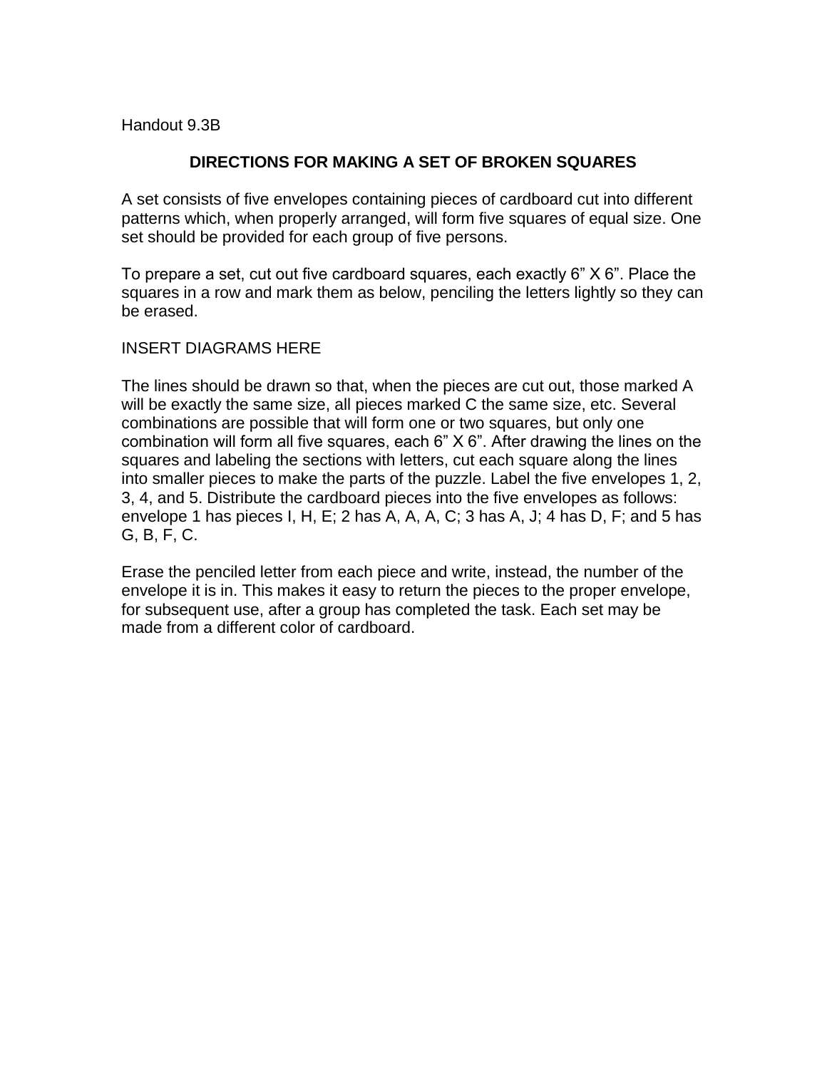Handout 9.3B

## DIRECTIONS FOR MAKING A SET OF BROKEN SQUARES

A set consists of five envelopes containing pieces of cardboard cut into different patterns which, when properly arranged, will form five squares of equal size. One set should be provided for each group of five persons.

To prepare a set, cut out five cardboard squares, each exactly 6” X 6”. Place the squares in a row and mark them as below, penciling the letters lightly so they can be erased.

INSERT DIAGRAMS HERE

The lines should be drawn so that, when the pieces are cut out, those marked A will be exactly the same size, all pieces marked C the same size, etc. Several combinations are possible that will form one or two squares, but only one combination will form all five squares, each 6” X 6”. After drawing the lines on the squares and labeling the sections with letters, cut each square along the lines into smaller pieces to make the parts of the puzzle. Label the five envelopes 1, 2, 3, 4, and 5. Distribute the cardboard pieces into the five envelopes as follows: envelope 1 has pieces I, H, E; 2 has A, A, A, C; 3 has A, J; 4 has D, F; and 5 has G, B, F, C.

Erase the penciled letter from each piece and write, instead, the number of the envelope it is in. This makes it easy to return the pieces to the proper envelope, for subsequent use, after a group has completed the task. Each set may be made from a different color of cardboard.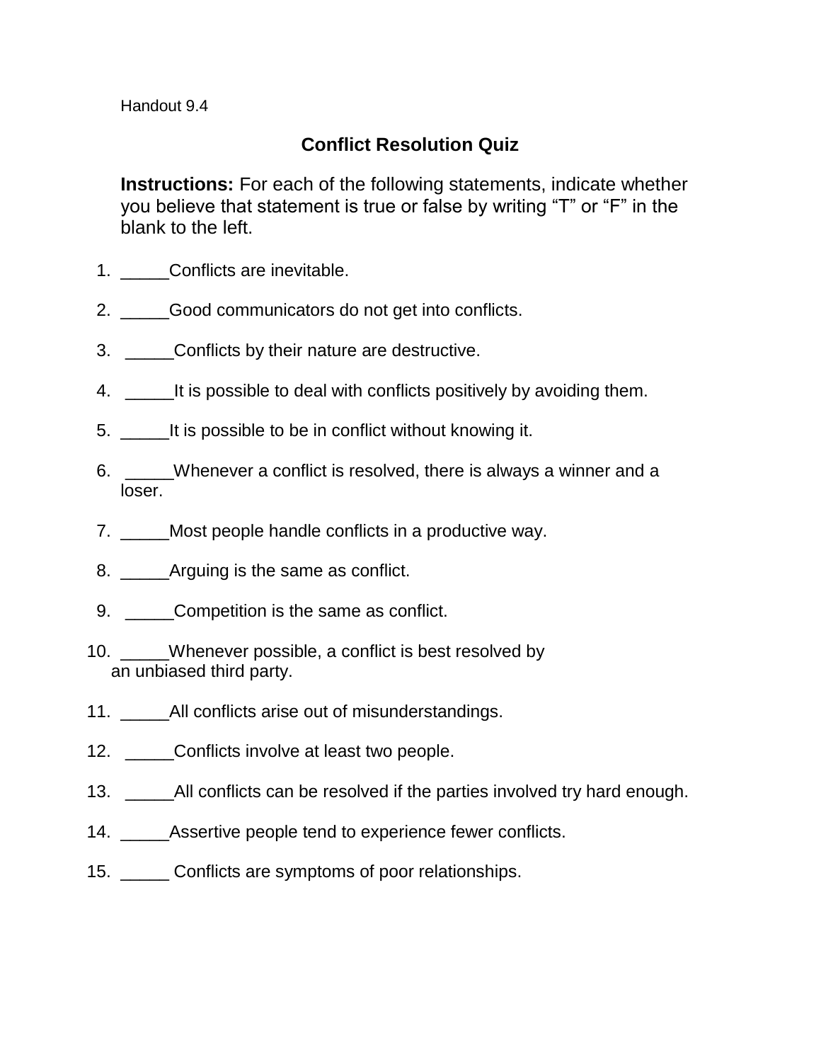Handout 9.4

## Conflict Resolution Quiz

**Instructions:** For each of the following statements, indicate whether you believe that statement is true or false by writing “T” or “F” in the blank to the left.

1. _____Conflicts are inevitable.
2. _____Good communicators do not get into conflicts.
3. _____Conflicts by their nature are destructive.
4. _____It is possible to deal with conflicts positively by avoiding them.
5. _____It is possible to be in conflict without knowing it.
6. _____Whenever a conflict is resolved, there is always a winner and a loser.
7. _____Most people handle conflicts in a productive way.
8. _____Arguing is the same as conflict.
9. _____Competition is the same as conflict.
10. _____Whenever possible, a conflict is best resolved by an unbiased third party.
11. _____All conflicts arise out of misunderstandings.
12. _____Conflicts involve at least two people.
13. _____All conflicts can be resolved if the parties involved try hard enough.
14. _____Assertive people tend to experience fewer conflicts.
15. _____ Conflicts are symptoms of poor relationships.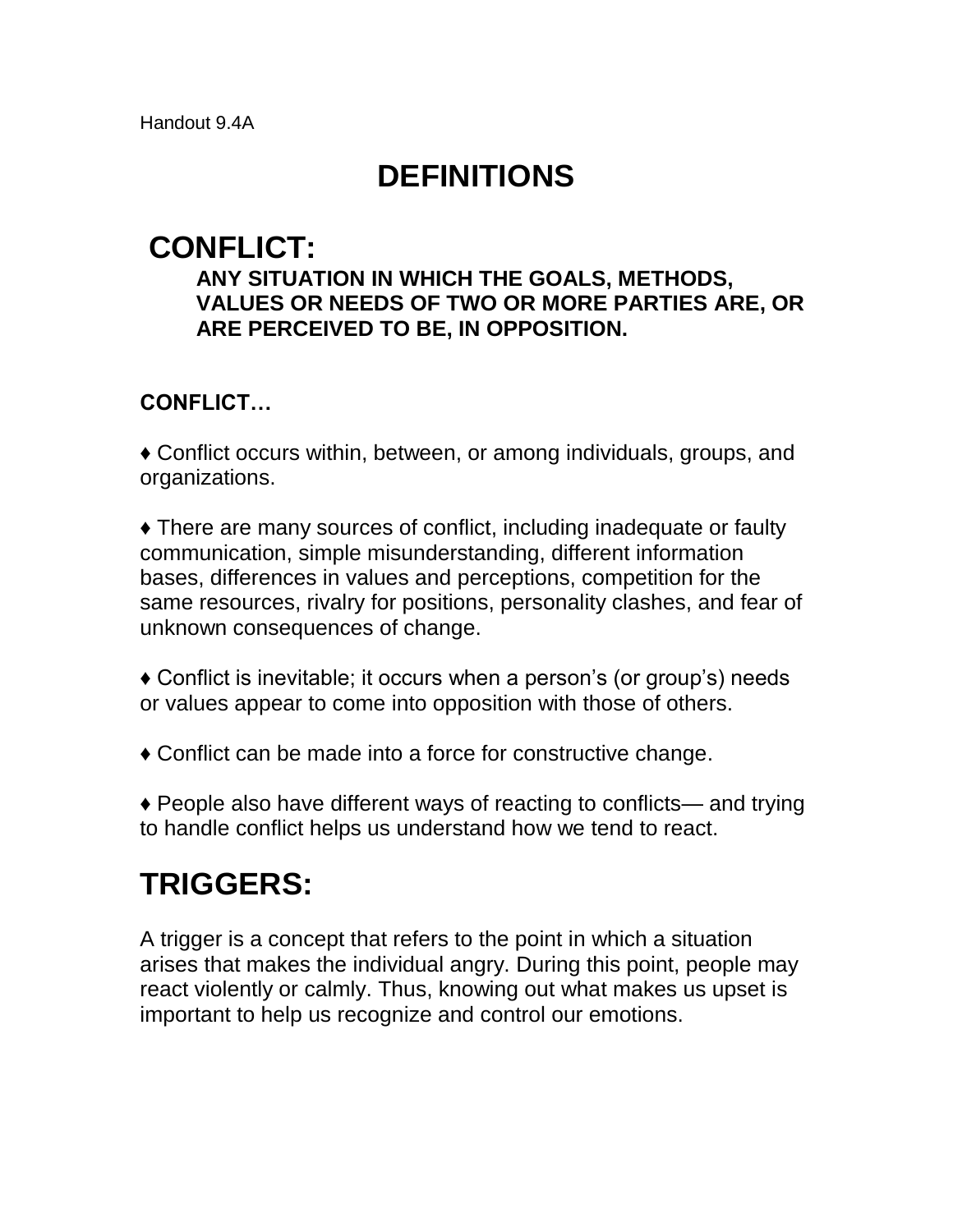Handout 9.4A

# DEFINITIONS

## CONFLICT:

**ANY SITUATION IN WHICH THE GOALS, METHODS, VALUES OR NEEDS OF TWO OR MORE PARTIES ARE, OR ARE PERCEIVED TO BE, IN OPPOSITION.**

**CONFLICT…**

♦ Conflict occurs within, between, or among individuals, groups, and organizations.

♦ There are many sources of conflict, including inadequate or faulty communication, simple misunderstanding, different information bases, differences in values and perceptions, competition for the same resources, rivalry for positions, personality clashes, and fear of unknown consequences of change.

♦ Conflict is inevitable; it occurs when a person's (or group's) needs or values appear to come into opposition with those of others.

♦ Conflict can be made into a force for constructive change.

♦ People also have different ways of reacting to conflicts— and trying to handle conflict helps us understand how we tend to react.

## TRIGGERS:

A trigger is a concept that refers to the point in which a situation arises that makes the individual angry. During this point, people may react violently or calmly. Thus, knowing out what makes us upset is important to help us recognize and control our emotions.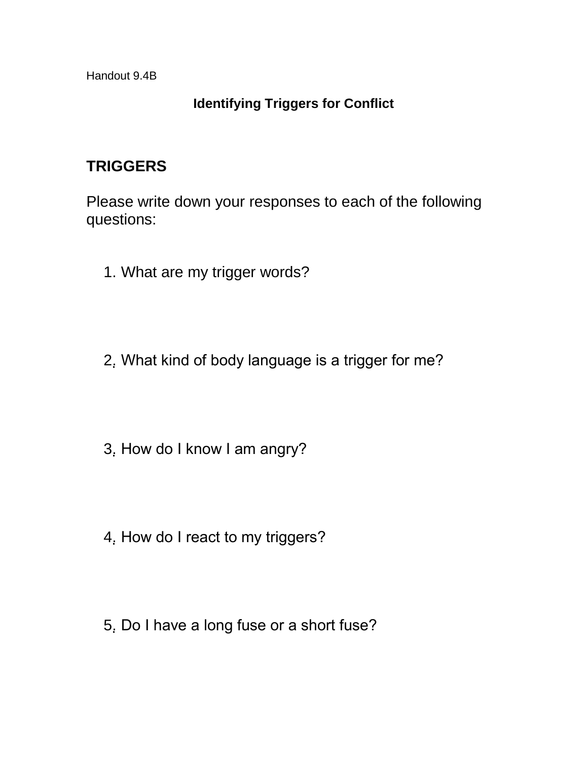Handout 9.4B

## Identifying Triggers for Conflict

## TRIGGERS

Please write down your responses to each of the following questions:

1. What are my trigger words?

2. What kind of body language is a trigger for me?

3. How do I know I am angry?

4. How do I react to my triggers?

5. Do I have a long fuse or a short fuse?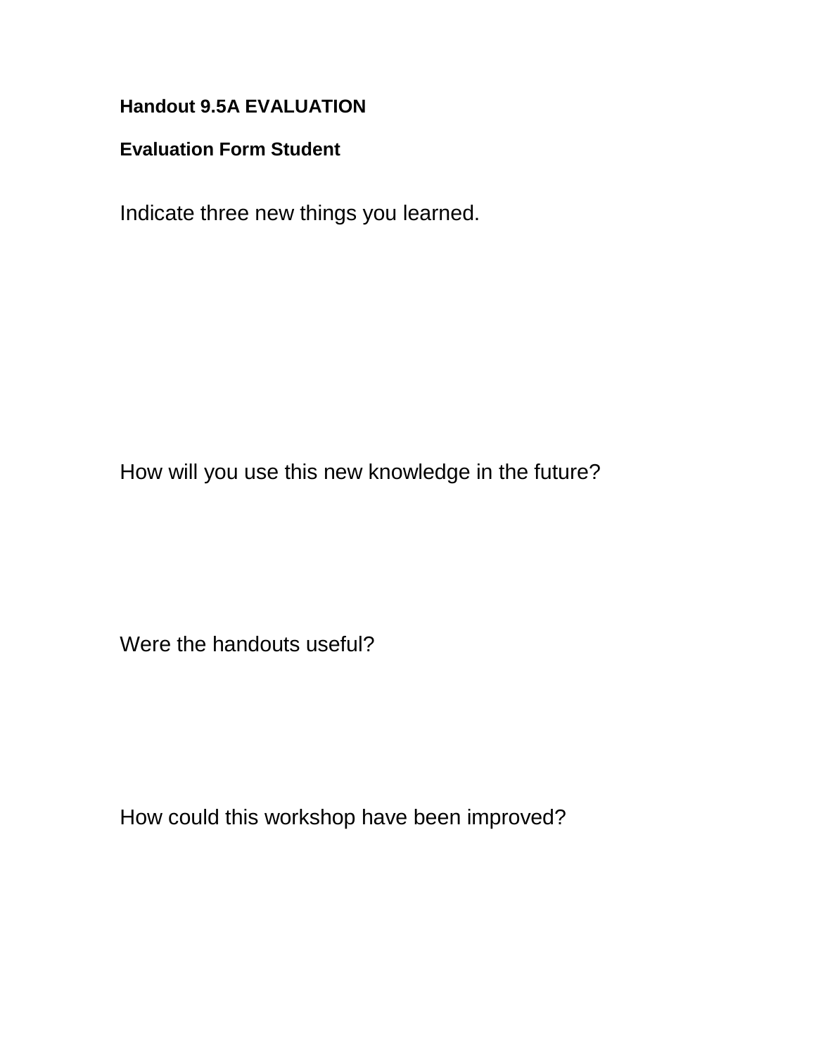**Handout 9.5A EVALUATION**

**Evaluation Form Student**

Indicate three new things you learned.

How will you use this new knowledge in the future?

Were the handouts useful?

How could this workshop have been improved?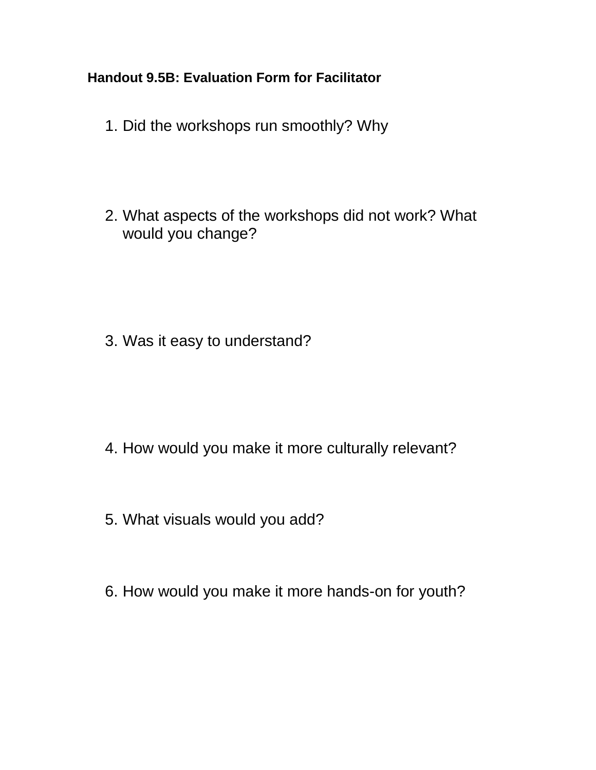**Handout 9.5B: Evaluation Form for Facilitator**

1. Did the workshops run smoothly? Why

2. What aspects of the workshops did not work? What would you change?

3. Was it easy to understand?

4. How would you make it more culturally relevant?

5. What visuals would you add?

6. How would you make it more hands-on for youth?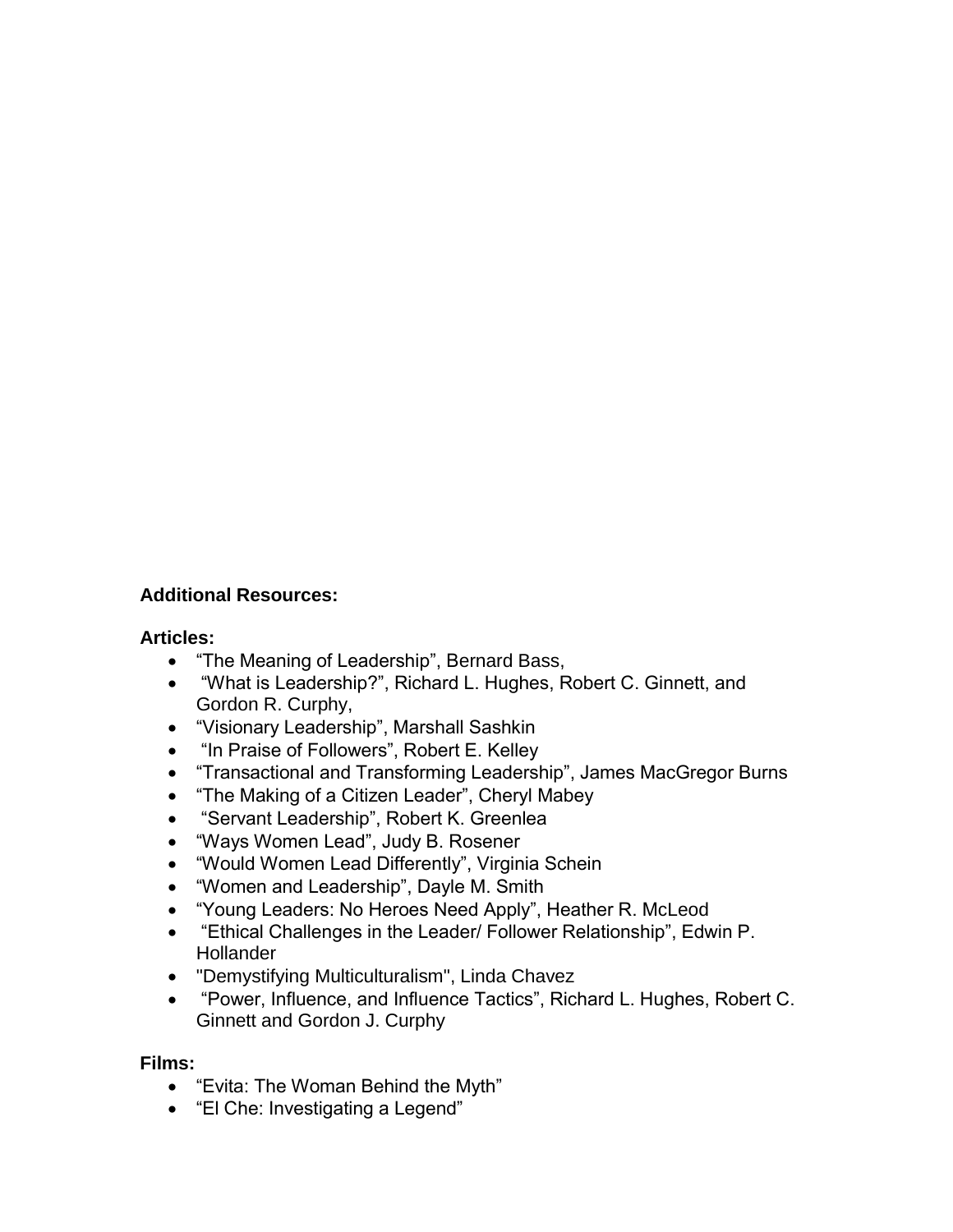**Additional Resources:**

**Articles:**

- “The Meaning of Leadership”, Bernard Bass,
- “What is Leadership?”, Richard L. Hughes, Robert C. Ginnett, and Gordon R. Curphy,
- “Visionary Leadership”, Marshall Sashkin
- “In Praise of Followers”, Robert E. Kelley
- “Transactional and Transforming Leadership”, James MacGregor Burns
- “The Making of a Citizen Leader”, Cheryl Mabey
- “Servant Leadership”, Robert K. Greenlea
- “Ways Women Lead”, Judy B. Rosener
- “Would Women Lead Differently”, Virginia Schein
- “Women and Leadership”, Dayle M. Smith
- “Young Leaders: No Heroes Need Apply”, Heather R. McLeod
- “Ethical Challenges in the Leader/ Follower Relationship”, Edwin P. Hollander
- "Demystifying Multiculturalism", Linda Chavez
- “Power, Influence, and Influence Tactics”, Richard L. Hughes, Robert C. Ginnett and Gordon J. Curphy

**Films:**

- “Evita: The Woman Behind the Myth”
- “El Che: Investigating a Legend”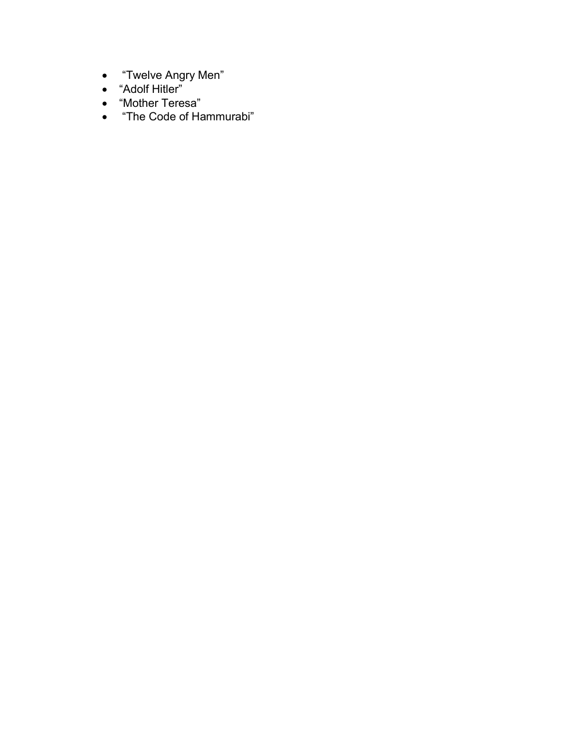- “Twelve Angry Men”
- “Adolf Hitler”
- “Mother Teresa”
- “The Code of Hammurabi”